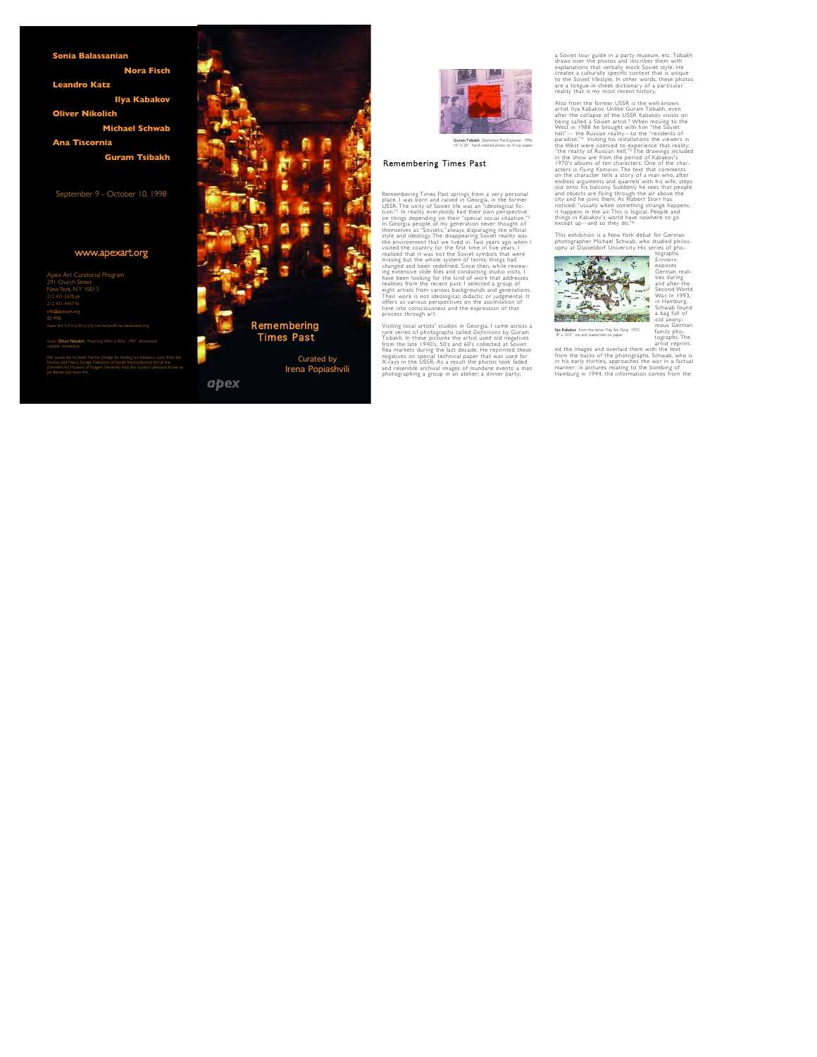**Sonia Balassanian**

**Nora Fisch**

**Leandro Katz**

**Ilya Kabakov**

**Oliver Nikolich**

**Michael Schwab**

**Ana Tiscornia**

**Guram Tsibakh**

September 9 - October 10, 1998

www.apexart.org

Apex Art Curatorial Program
291 Church Street
New York, NY 10013
212 431-5270 ph
212 431-4447 fx
info@apexart.org
©1998
Apex Art C.P. is a 501(c)(3), not-for-profit, tax-deductible org.

cover: **Oliver Nikolich** *Preserving What Is Mine* 1997 dimensions variable installation

We would like to thank Norton Dodge for lending Ilya Kabakov's work from the Norton and Nancy Dodge Collection of Soviet Nonconformist Art at the Zimmerli Art Museum of Rutgers University. Also, the curator's personal thanks to Jan Barasz and Apex Art.

# Remembering Times Past

Curated by
Irena Popiashvili

apex

**Guram Tsibakh** *Definitions: The Explainer* 1996
15" x 20" hand-colored photo on X-ray paper

## Remembering Times Past

Remembering Times Past springs from a very personal place. I was born and raised in Georgia, in the former USSR. The unity of Soviet life was an "ideological fiction."[1] In reality everybody had their own perspective on things depending on their "special social situation."[2] In Georgia people of my generation never thought of themselves as "Soviets," always disparaging the official style and ideology. The disappearing Soviet reality was the environment that we lived in. Two years ago when I visited the country for the first time in five years, I realized that it was not the Soviet symbols that were missing but the whole system of terms; things had changed and been redefined. Since then, while reviewing extensive slide files and conducting studio visits, I have been looking for the kind of work that addresses realities from the recent past. I selected a group of eight artists from various backgrounds and generations. Their work is not ideological, didactic or judgmental. It offers us various perspectives on the assimilation of time into consciousness and the expression of that process through art.

Visiting local artists' studios in Georgia, I came across a rare series of photographs called *Definitions* by Guram Tsibakh. In these pictures the artist used old negatives from the late 1940's, 50's and 60's collected at Soviet flea markets during the last decade. He reprinted these negatives on special technical paper that was used for X-rays in the USSR. As a result the photos look faded and resemble archival images of mundane events: a man photographing a group in an atelier; a dinner party; a Soviet tour guide in a party museum, etc. Tsibakh draws over the photos and inscribes them with explanations that verbally mock Soviet style. He creates a culturally specific context that is unique to the Soviet lifestyle. In other words, these photos are a tongue-in-cheek dictionary of a particular reality that is my most recent history.

Also from the former USSR is the well-known artist Ilya Kabakov. Unlike Guram Tsibakh, even after the collapse of the USSR Kabakov insists on being called a Soviet artist.[3] When moving to the West in 1988 he brought with him "the Soviet hell"— the Russian reality—to the "residents of paradise."[4] Visiting his installations the viewers in the West were coerced to experience that reality: "the reality of Russian hell."[5] The drawings included in the show are from the period of Kabakov's 1970's albums of ten characters. One of the characters is *Flying Komarov*. The text that comments on the character tells a story of a man who, after endless arguments and quarrels with his wife, steps out onto his balcony. Suddenly he sees that people and objects are flying through the air above the city and he joins them. As Robert Storr has noticed: "usually when something strange happens, it happens in the air. This is logical. People and things in Kabakov's world have nowhere to go except up—and so they do."[6]

This exhibition is a New York debut for German photographer Michael Schwab, who studied philosophy at Düsseldorf University. His series of photographs, *Erinnern*, exposes German realities during and after the Second World War. In 1993, in Hamburg, Schwab found a bag full of old anonymous German family photographs. The artist reprinted the images and overlaid them with the text from the backs of the photographs. Schwab, who is in his early thirties, approaches the war in a factual manner: in pictures relating to the bombing of Hamburg in 1944, the information comes from the

**Ilya Kabakov** from the series *They Are Flying* 1972
8" x 10.5" ink and watercolor on paper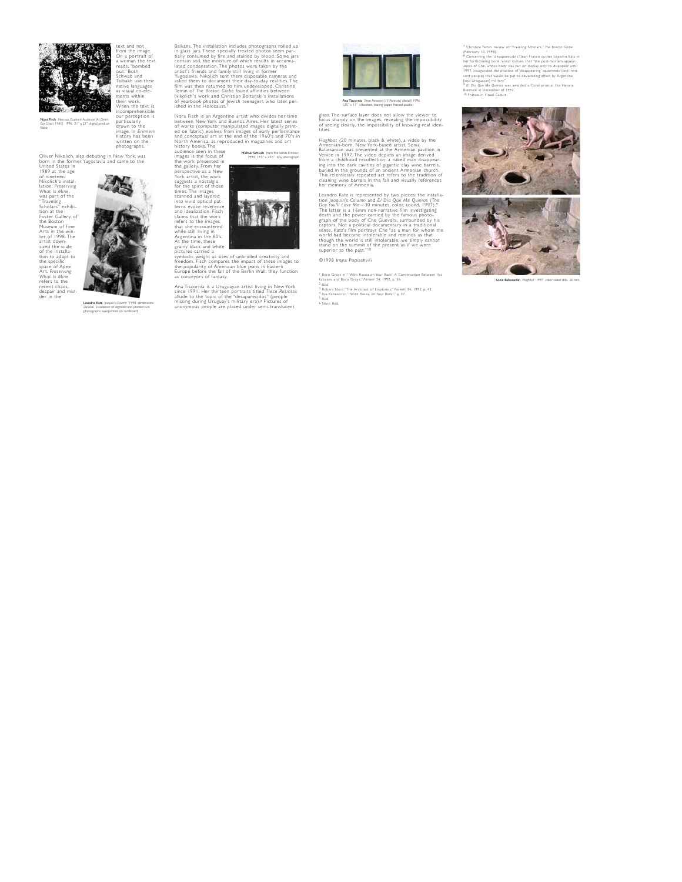text and not from the image. On a portrait of a woman the text reads, "bombed out." Both Schwab and Tsibakh use their native languages as visual co-elements within their work. When the text is incomprehensible our perception is particularly drawn to the image. In *Erinnern* history has been written on the photographs.

**Nora Fisch** *Nervous, Euphoric Audience (At Dina's Car Crash, 1960)* 1996 21" x 21" digital print on fabric

Oliver Nikolich, also debuting in New York, was born in the former Yugoslavia and came to the United States in 1989 at the age of nineteen. Nikolich's installation, *Preserving What Is Mine*, was part of the "Traveling Scholars" exhibition at the Boston Museum of Fine Arts in the winter of 1998. The artist downsized the scale of the installation to adapt to the specific space of Apex Art. *Preserving What Is Mine* refers to the recent chaos, despair and murder in the Balkans. The installation includes photographs rolled up in glass jars. These specially treated photos seem partially consumed by fire and stained by blood. Some jars contain soil, the moisture of which results in accumulated condensation. The photos were taken by the artist's friends and family still living in former Yugoslavia. Nikolich sent them disposable cameras and asked them to document their day-to-day realities. The film was then returned to him undeveloped. Christine Temin of *The Boston Globe* found affinities between Nikolich's work and Christian Boltanski's installations of yearbook photos of Jewish teenagers who later perished in the Holocaust.[7]

**Leandro Katz** *Joaquin's Column* 1998 dimensions variable installation of digitized and plotted b/w photographs laserprinted on cardboard

Nora Fisch is an Argentine artist who divides her time between New York and Buenos Aires. Her latest series of works (computer manipulated images digitally printed on fabric) evolves from images of early performance and conceptual art at the end of the 1960's and 70's in North America, as reproduced in magazines and art history books. The audience seen in these images is the focus of the work presented in the gallery. From her perspective as a New York artist, the work suggests a nostalgia for the spirit of those times. The images scanned and layered into vivid optical patterns evoke reverence and idealization. Fisch claims that the work refers to the images that she encountered while still living in Argentina in the 80's. At the time, these grainy black and white pictures carried a symbolic weight as sites of unbridled creativity and freedom. Fisch compares the impact of these images to the popularity of American blue jeans in Eastern Europe before the fall of the Berlin Wall: they function as conveyors of fantasy.

**Michael Schwab** from the series *Erinnern* 1994 19.5" x 23.5" b/w photograph

Ana Tiscornia is a Uruguayan artist living in New York since 1991. Her thirteen portraits titled *Trece Retratos* allude to the topic of the "desaparecidos" (people missing during Uruguay's military era).[8] Pictures of anonymous people are placed under semi-translucent glass. The surface layer does not allow the viewer to focus sharply on the images, revealing the impossibility of seeing clearly, the impossibility of knowing real identities.

**Ana Tiscornia** *Trece Retratos (13 Portraits)* (detail) 1996 12.5" x 11" silkscreen, tracing paper, frosted plastic

*Hoghbot* (20 minutes, black & white), a video by the Armenian-born, New York-based artist, Sonia Balassanian was presented at the Armenian pavilion in Venice in 1997. The video depicts an image derived from a childhood recollection: a naked man disappearing into the dark cavities of gigantic clay wine barrels, buried in the grounds of an ancient Armenian church. This relentlessly repeated act refers to the tradition of cleaning wine barrels in the fall and visually references her memory of Armenia.

Leandro Katz is represented by two pieces: the installation *Joaquin's Column* and *El Dia Que Me Quieras* (*The Day You'll Love Me*—30 minutes, color, sound, 1997).[9] The latter is a 16mm non-narrative film investigating death and the power carried by the famous photograph of the body of Che Guevara, surrounded by his captors. Not a political documentary in a traditional sense, Katz's film portrays Che "as a man for whom the world had become intolerable and reminds us that though the world is still intolerable, we simply cannot stand on the summit of the present as if we were superior to the past."[10]

©1998 Irena Popiashvili

[1] Boris Groys in "'With Russia on Your Back': A Conversation Between Ilya Kabakov and Boris Groys," *Parkett* 34, 1992, p. 36.
[2] Ibid.
[3] Robert Storr, "The Architect of Emptiness," *Parkett* 34, 1992, p. 43.
[4] Ilya Kabakov in "'With Russia on Your Back'," p. 37.
[5] Ibid.
[6] Storr, Ibid.
[7] Christine Temin, review of "Traveling Scholars," *The Boston Globe* (February 10, 1998).
[8] Concerning the "desaparecidos," Jean Franco quotes Leandro Katz in her forthcoming book, *Visual Culture*, that "the post-mortem appearances of Che, whose body was put on display only to disappear until 1997, inaugurated the practice of 'disappearing' opponents (and innocent people) that would be put to devastating effect by Argentine [and Uruguayan] military."
[9] *El Dia Que Me Quieras* was awarded a Coral prize at the Havana Biennale in December of 1997.
[10] Franco in *Visual Culture*.

**Sonia Balassanian** *Hoghbot* 1997 color video stills 20 min.